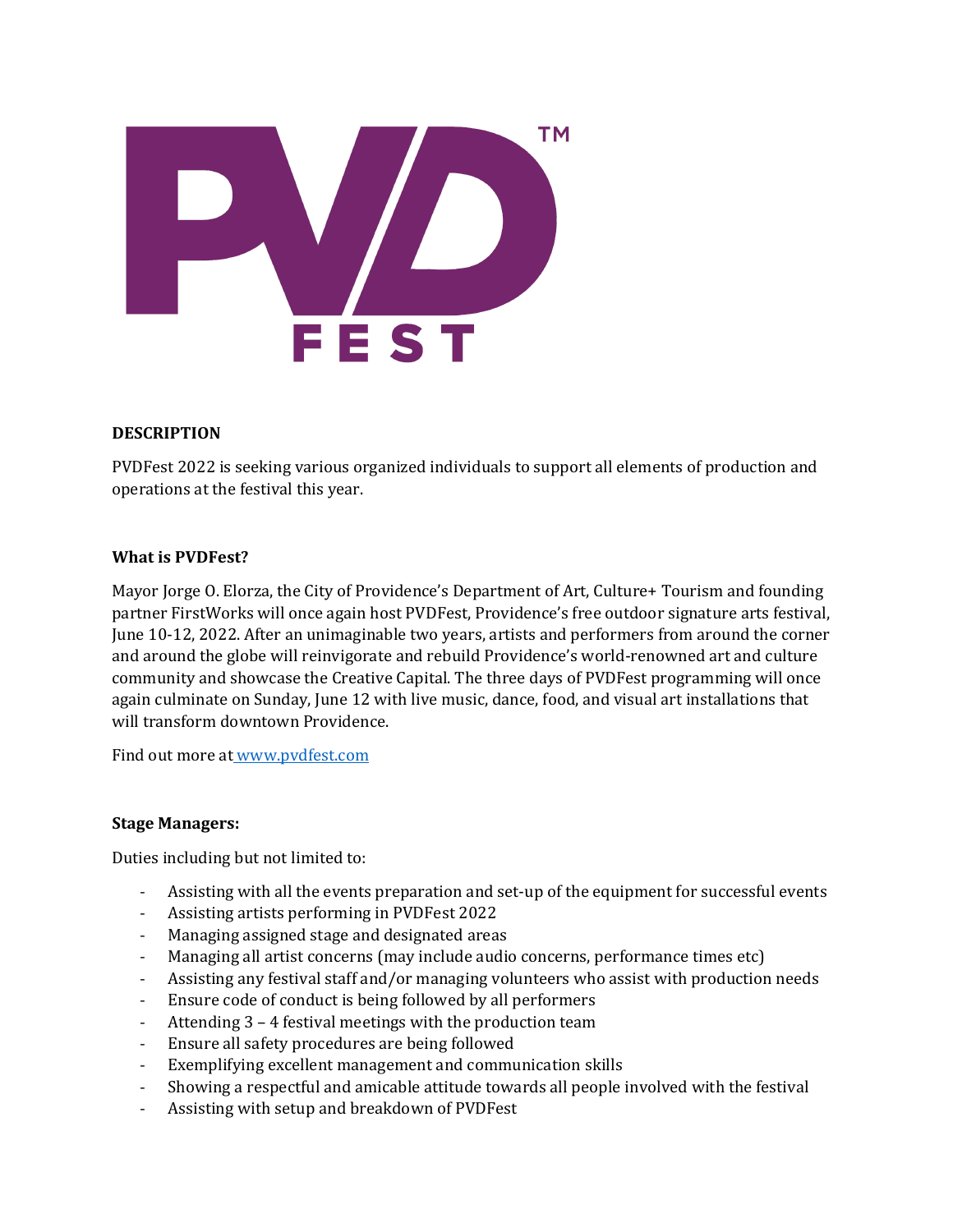# PVD™ FEST

**DESCRIPTION**

PVDFest 2022 is seeking various organized individuals to support all elements of production and operations at the festival this year.

**What is PVDFest?**

Mayor Jorge O. Elorza, the City of Providence's Department of Art, Culture+ Tourism and founding partner FirstWorks will once again host PVDFest, Providence's free outdoor signature arts festival, June 10-12, 2022. After an unimaginable two years, artists and performers from around the corner and around the globe will reinvigorate and rebuild Providence's world-renowned art and culture community and showcase the Creative Capital. The three days of PVDFest programming will once again culminate on Sunday, June 12 with live music, dance, food, and visual art installations that will transform downtown Providence.

Find out more at [www.pvdfest.com](http://www.pvdfest.com)

**Stage Managers:**

Duties including but not limited to:

- Assisting with all the events preparation and set-up of the equipment for successful events
- Assisting artists performing in PVDFest 2022
- Managing assigned stage and designated areas
- Managing all artist concerns (may include audio concerns, performance times etc)
- Assisting any festival staff and/or managing volunteers who assist with production needs
- Ensure code of conduct is being followed by all performers
- Attending 3 – 4 festival meetings with the production team
- Ensure all safety procedures are being followed
- Exemplifying excellent management and communication skills
- Showing a respectful and amicable attitude towards all people involved with the festival
- Assisting with setup and breakdown of PVDFest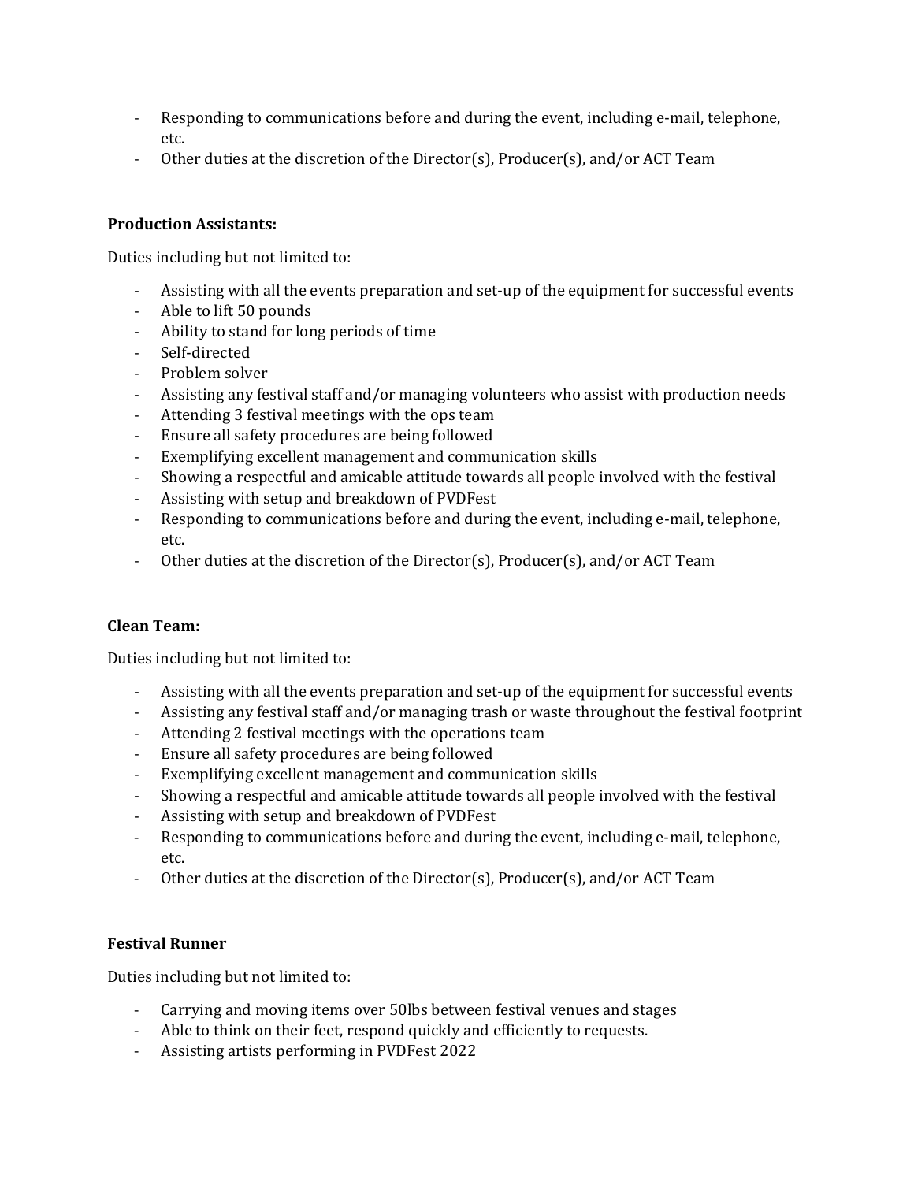- Responding to communications before and during the event, including e-mail, telephone, etc.
- Other duties at the discretion of the Director(s), Producer(s), and/or ACT Team

**Production Assistants:**

Duties including but not limited to:

- Assisting with all the events preparation and set-up of the equipment for successful events
- Able to lift 50 pounds
- Ability to stand for long periods of time
- Self-directed
- Problem solver
- Assisting any festival staff and/or managing volunteers who assist with production needs
- Attending 3 festival meetings with the ops team
- Ensure all safety procedures are being followed
- Exemplifying excellent management and communication skills
- Showing a respectful and amicable attitude towards all people involved with the festival
- Assisting with setup and breakdown of PVDFest
- Responding to communications before and during the event, including e-mail, telephone, etc.
- Other duties at the discretion of the Director(s), Producer(s), and/or ACT Team

**Clean Team:**

Duties including but not limited to:

- Assisting with all the events preparation and set-up of the equipment for successful events
- Assisting any festival staff and/or managing trash or waste throughout the festival footprint
- Attending 2 festival meetings with the operations team
- Ensure all safety procedures are being followed
- Exemplifying excellent management and communication skills
- Showing a respectful and amicable attitude towards all people involved with the festival
- Assisting with setup and breakdown of PVDFest
- Responding to communications before and during the event, including e-mail, telephone, etc.
- Other duties at the discretion of the Director(s), Producer(s), and/or ACT Team

**Festival Runner**

Duties including but not limited to:

- Carrying and moving items over 50lbs between festival venues and stages
- Able to think on their feet, respond quickly and efficiently to requests.
- Assisting artists performing in PVDFest 2022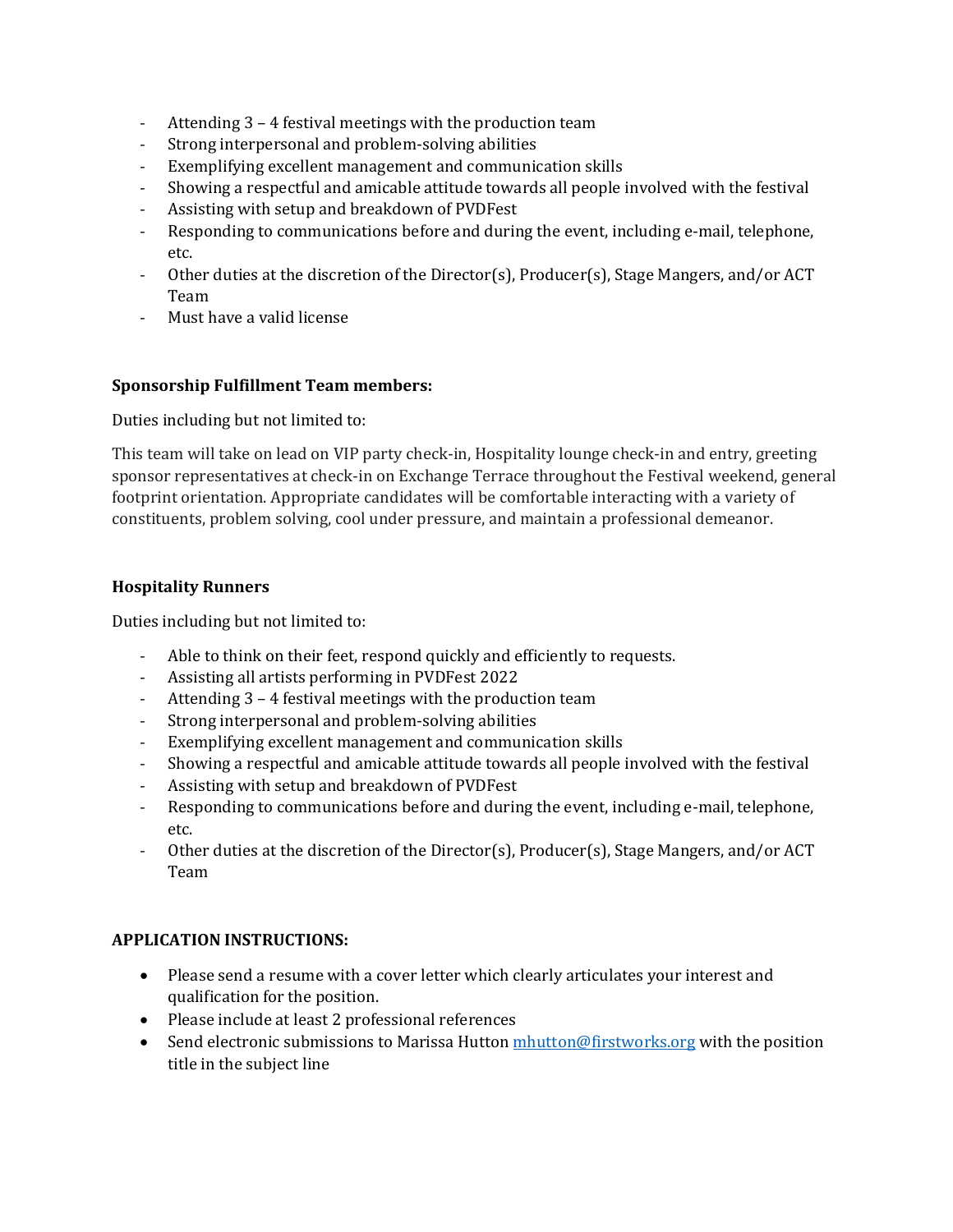- Attending 3 – 4 festival meetings with the production team
- Strong interpersonal and problem-solving abilities
- Exemplifying excellent management and communication skills
- Showing a respectful and amicable attitude towards all people involved with the festival
- Assisting with setup and breakdown of PVDFest
- Responding to communications before and during the event, including e-mail, telephone, etc.
- Other duties at the discretion of the Director(s), Producer(s), Stage Mangers, and/or ACT Team
- Must have a valid license

**Sponsorship Fulfillment Team members:**

Duties including but not limited to:

This team will take on lead on VIP party check-in, Hospitality lounge check-in and entry, greeting sponsor representatives at check-in on Exchange Terrace throughout the Festival weekend, general footprint orientation. Appropriate candidates will be comfortable interacting with a variety of constituents, problem solving, cool under pressure, and maintain a professional demeanor.

**Hospitality Runners**

Duties including but not limited to:

- Able to think on their feet, respond quickly and efficiently to requests.
- Assisting all artists performing in PVDFest 2022
- Attending 3 – 4 festival meetings with the production team
- Strong interpersonal and problem-solving abilities
- Exemplifying excellent management and communication skills
- Showing a respectful and amicable attitude towards all people involved with the festival
- Assisting with setup and breakdown of PVDFest
- Responding to communications before and during the event, including e-mail, telephone, etc.
- Other duties at the discretion of the Director(s), Producer(s), Stage Mangers, and/or ACT Team

**APPLICATION INSTRUCTIONS:**

- Please send a resume with a cover letter which clearly articulates your interest and qualification for the position.
- Please include at least 2 professional references
- Send electronic submissions to Marissa Hutton mhutton@firstworks.org with the position title in the subject line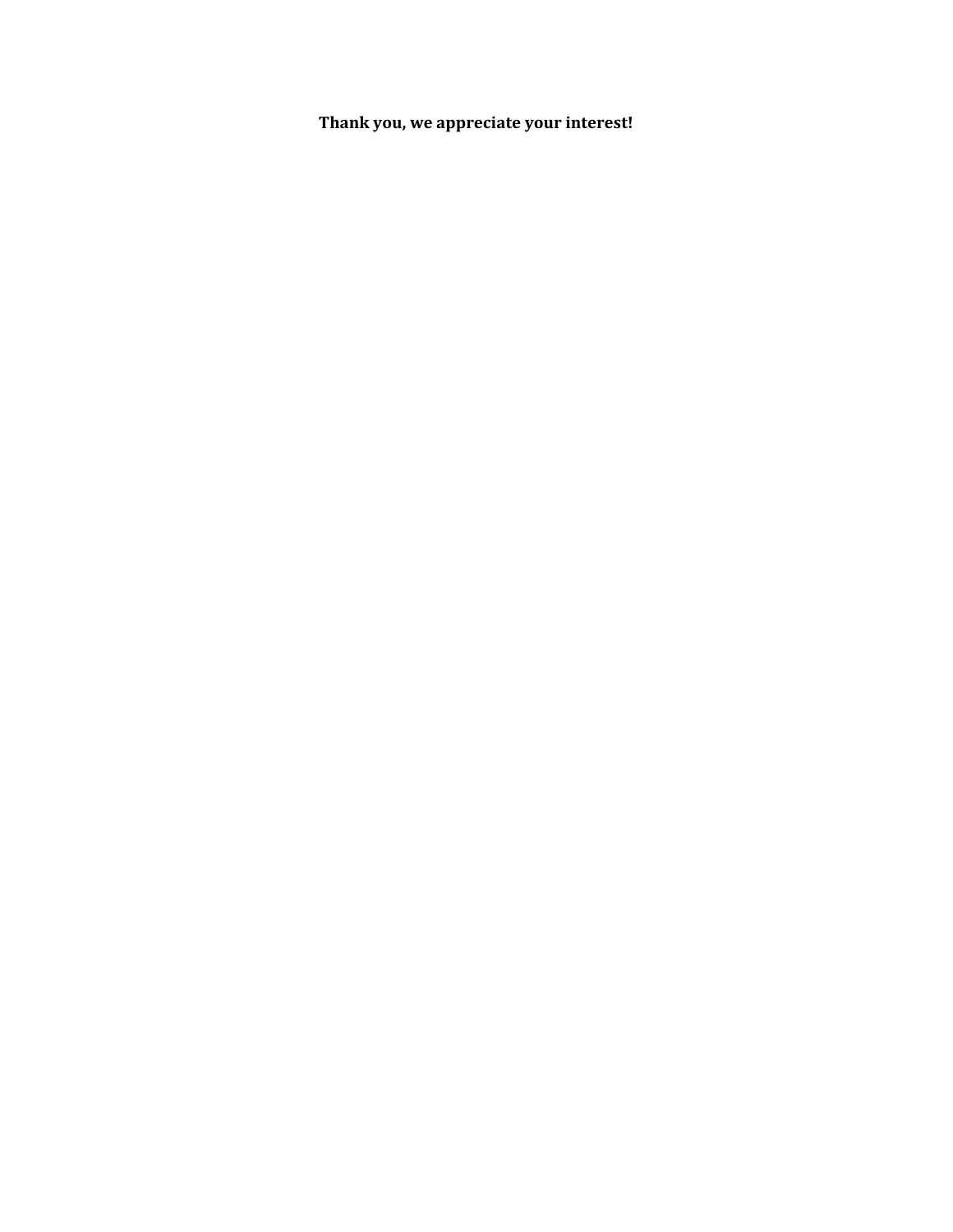**Thank you, we appreciate your interest!**